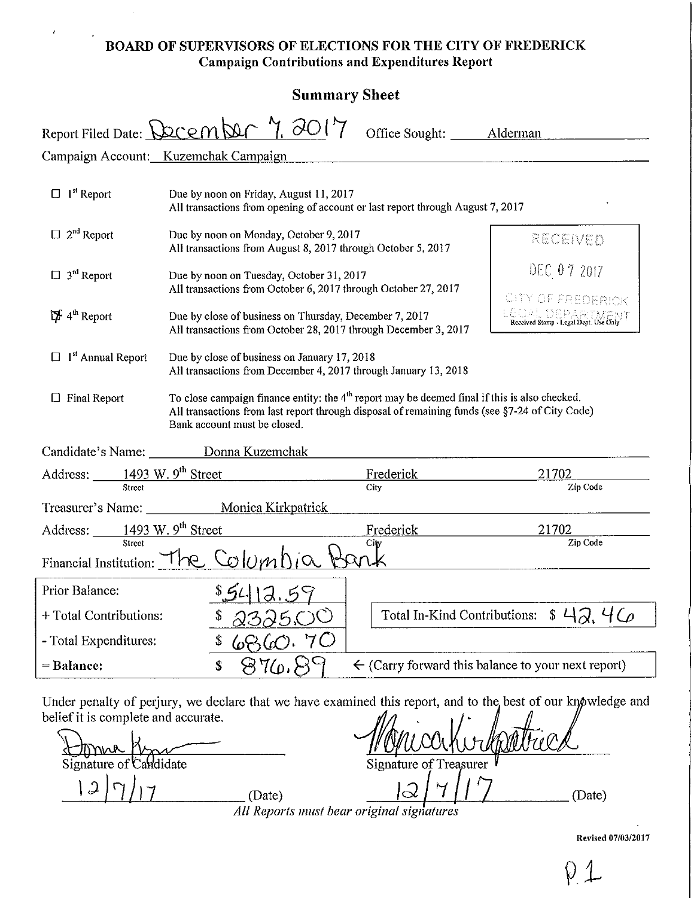# BOARD OF SUPERVISORS OF ELECTIONS FOR THE CITY OF FREDERICK

## Campaign Contributions and Expenditures Report

### Summary Sheet

Report Filed Date: December 7, 2017 Office Sought: Alderman

Campaign Account: Kuzemchak Campaign

- ☐ 1st Report — Due by noon on Friday, August 11, 2017. All transactions from opening of account or last report through August 7, 2017
- ☐ 2nd Report — Due by noon on Monday, October 9, 2017. All transactions from August 8, 2017 through October 5, 2017
- ☐ 3rd Report — Due by noon on Tuesday, October 31, 2017. All transactions from October 6, 2017 through October 27, 2017
- ☑ 4th Report — Due by close of business on Thursday, December 7, 2017. All transactions from October 28, 2017 through December 3, 2017
- ☐ 1st Annual Report — Due by close of business on January 17, 2018. All transactions from December 4, 2017 through January 13, 2018
- ☐ Final Report — To close campaign finance entity: the 4th report may be deemed final if this is also checked. All transactions from last report through disposal of remaining funds (see §7-24 of City Code). Bank account must be closed.

RECEIVED
DEC 07 2017
CITY OF FREDERICK
LEGAL DEPARTMENT
Received Stamp - Legal Dept. Use Only

Candidate's Name: Donna Kuzemchak

Address: 1493 W. 9th Street (Street) Frederick (City) 21702 (Zip Code)

Treasurer's Name: Monica Kirkpatrick

Address: 1493 W. 9th Street (Street) Frederick (City) 21702 (Zip Code)

Financial Institution: The Columbia Bank

| | | |
|---|---|---|
| Prior Balance: | $5412.59 | |
| + Total Contributions: | $ 2325.00 | Total In-Kind Contributions: $ 42.46 |
| - Total Expenditures: | $ 6860.70 | |
| **= Balance:** | $ 876.89 | ← (Carry forward this balance to your next report) |

Under penalty of perjury, we declare that we have examined this report, and to the best of our knowledge and belief it is complete and accurate.

Signature of Candidate: Donna Kuzemchak 12/7/17 (Date)

Signature of Treasurer: Monica Kirkpatrick 12/7/17 (Date)

*All Reports must bear original signatures*

Revised 07/03/2017

P. 1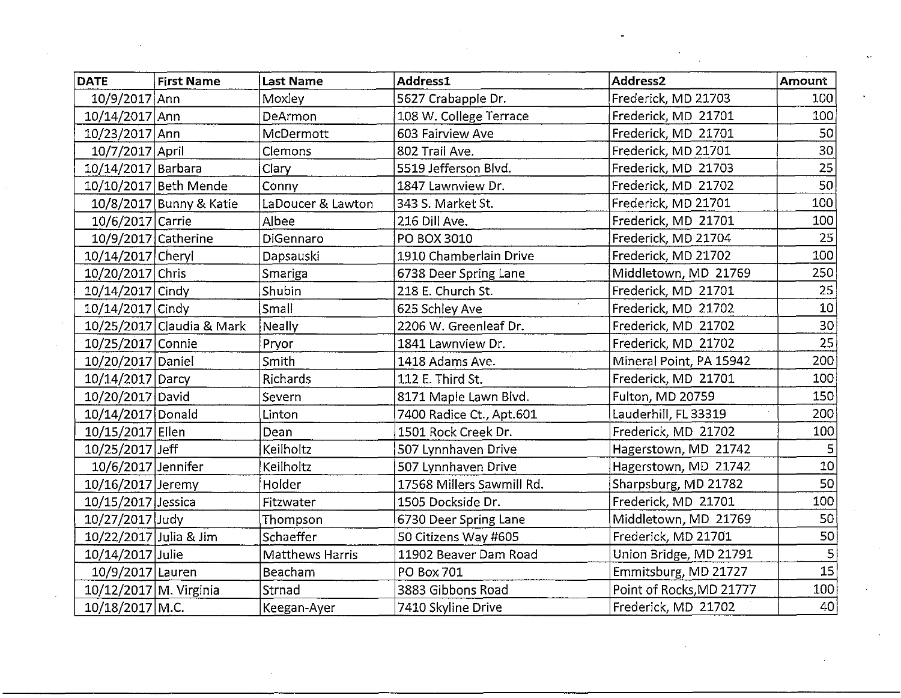| DATE | First Name | Last Name | Address1 | Address2 | Amount |
| --- | --- | --- | --- | --- | --- |
| 10/9/2017 | Ann | Moxley | 5627 Crabapple Dr. | Frederick, MD 21703 | 100 |
| 10/14/2017 | Ann | DeArmon | 108 W. College Terrace | Frederick, MD 21701 | 100 |
| 10/23/2017 | Ann | McDermott | 603 Fairview Ave | Frederick, MD 21701 | 50 |
| 10/7/2017 | April | Clemons | 802 Trail Ave. | Frederick, MD 21701 | 30 |
| 10/14/2017 | Barbara | Clary | 5519 Jefferson Blvd. | Frederick, MD 21703 | 25 |
| 10/10/2017 | Beth Mende | Conny | 1847 Lawnview Dr. | Frederick, MD 21702 | 50 |
| 10/8/2017 | Bunny & Katie | LaDoucer & Lawton | 343 S. Market St. | Frederick, MD 21701 | 100 |
| 10/6/2017 | Carrie | Albee | 216 Dill Ave. | Frederick, MD 21701 | 100 |
| 10/9/2017 | Catherine | DiGennaro | PO BOX 3010 | Frederick, MD 21704 | 25 |
| 10/14/2017 | Cheryl | Dapsauski | 1910 Chamberlain Drive | Frederick, MD 21702 | 100 |
| 10/20/2017 | Chris | Smariga | 6738 Deer Spring Lane | Middletown, MD 21769 | 250 |
| 10/14/2017 | Cindy | Shubin | 218 E. Church St. | Frederick, MD 21701 | 25 |
| 10/14/2017 | Cindy | Small | 625 Schley Ave | Frederick, MD 21702 | 10 |
| 10/25/2017 | Claudia & Mark | Neally | 2206 W. Greenleaf Dr. | Frederick, MD 21702 | 30 |
| 10/25/2017 | Connie | Pryor | 1841 Lawnview Dr. | Frederick, MD 21702 | 25 |
| 10/20/2017 | Daniel | Smith | 1418 Adams Ave. | Mineral Point, PA 15942 | 200 |
| 10/14/2017 | Darcy | Richards | 112 E. Third St. | Frederick, MD 21701 | 100 |
| 10/20/2017 | David | Severn | 8171 Maple Lawn Blvd. | Fulton, MD 20759 | 150 |
| 10/14/2017 | Donald | Linton | 7400 Radice Ct., Apt.601 | Lauderhill, FL 33319 | 200 |
| 10/15/2017 | Ellen | Dean | 1501 Rock Creek Dr. | Frederick, MD 21702 | 100 |
| 10/25/2017 | Jeff | Keilholtz | 507 Lynnhaven Drive | Hagerstown, MD 21742 | 5 |
| 10/6/2017 | Jennifer | Keilholtz | 507 Lynnhaven Drive | Hagerstown, MD 21742 | 10 |
| 10/16/2017 | Jeremy | Holder | 17568 Millers Sawmill Rd. | Sharpsburg, MD 21782 | 50 |
| 10/15/2017 | Jessica | Fitzwater | 1505 Dockside Dr. | Frederick, MD 21701 | 100 |
| 10/27/2017 | Judy | Thompson | 6730 Deer Spring Lane | Middletown, MD 21769 | 50 |
| 10/22/2017 | Julia & Jim | Schaeffer | 50 Citizens Way #605 | Frederick, MD 21701 | 50 |
| 10/14/2017 | Julie | Matthews Harris | 11902 Beaver Dam Road | Union Bridge, MD 21791 | 5 |
| 10/9/2017 | Lauren | Beacham | PO Box 701 | Emmitsburg, MD 21727 | 15 |
| 10/12/2017 | M. Virginia | Strnad | 3883 Gibbons Road | Point of Rocks,MD 21777 | 100 |
| 10/18/2017 | M.C. | Keegan-Ayer | 7410 Skyline Drive | Frederick, MD 21702 | 40 |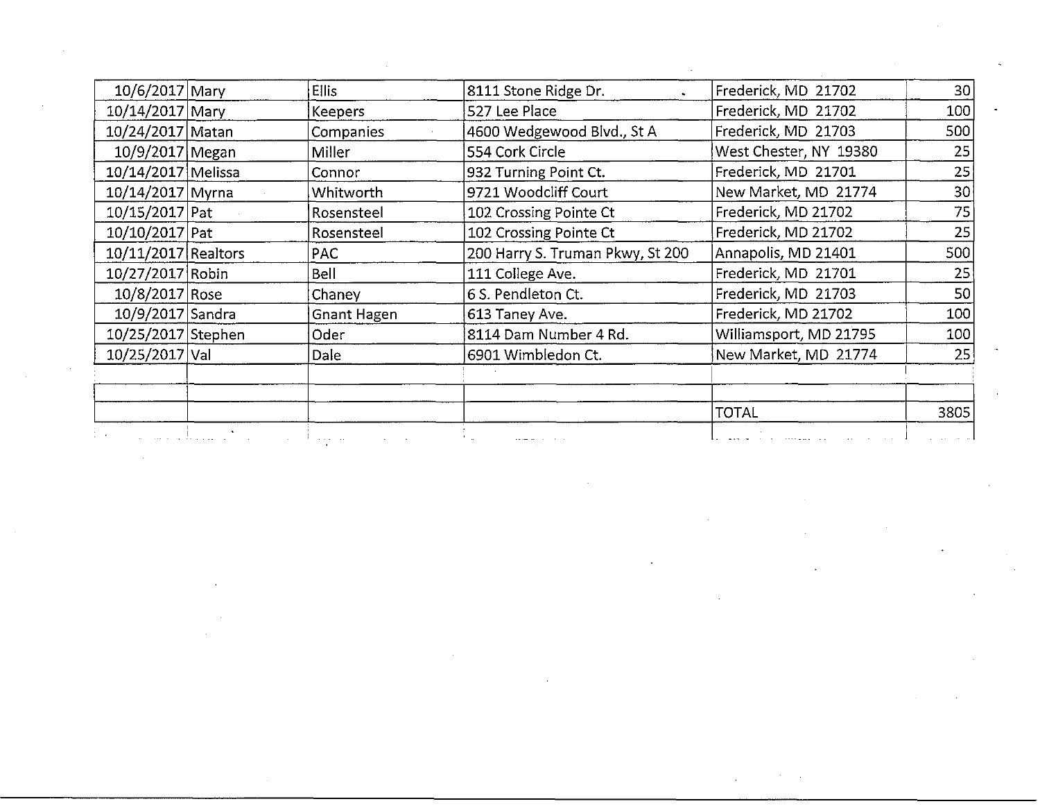| | | | | | |
|---|---|---|---|---|---|
| 10/6/2017 | Mary | Ellis | 8111 Stone Ridge Dr. | Frederick, MD 21702 | 30 |
| 10/14/2017 | Mary | Keepers | 527 Lee Place | Frederick, MD 21702 | 100 |
| 10/24/2017 | Matan | Companies | 4600 Wedgewood Blvd., St A | Frederick, MD 21703 | 500 |
| 10/9/2017 | Megan | Miller | 554 Cork Circle | West Chester, NY 19380 | 25 |
| 10/14/2017 | Melissa | Connor | 932 Turning Point Ct. | Frederick, MD 21701 | 25 |
| 10/14/2017 | Myrna | Whitworth | 9721 Woodcliff Court | New Market, MD 21774 | 30 |
| 10/15/2017 | Pat | Rosensteel | 102 Crossing Pointe Ct | Frederick, MD 21702 | 75 |
| 10/10/2017 | Pat | Rosensteel | 102 Crossing Pointe Ct | Frederick, MD 21702 | 25 |
| 10/11/2017 | Realtors | PAC | 200 Harry S. Truman Pkwy, St 200 | Annapolis, MD 21401 | 500 |
| 10/27/2017 | Robin | Bell | 111 College Ave. | Frederick, MD 21701 | 25 |
| 10/8/2017 | Rose | Chaney | 6 S. Pendleton Ct. | Frederick, MD 21703 | 50 |
| 10/9/2017 | Sandra | Gnant Hagen | 613 Taney Ave. | Frederick, MD 21702 | 100 |
| 10/25/2017 | Stephen | Oder | 8114 Dam Number 4 Rd. | Williamsport, MD 21795 | 100 |
| 10/25/2017 | Val | Dale | 6901 Wimbledon Ct. | New Market, MD 21774 | 25 |
| | | | | | |
| | | | | | |
| | | | | TOTAL | 3805 |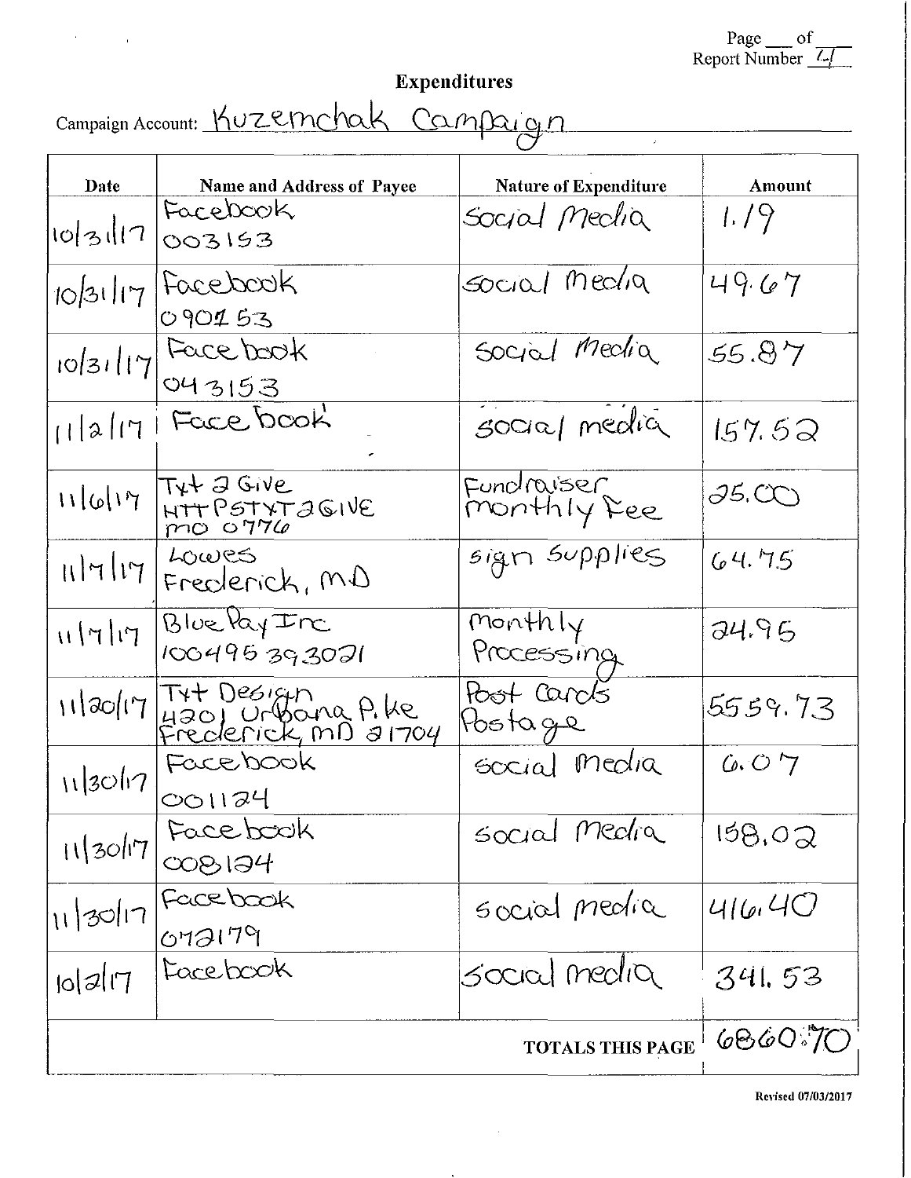Page \_\_\_ of \_\_\_
Report Number 4

# Expenditures

Campaign Account: Kuzemchak Campaign

| Date | Name and Address of Payee | Nature of Expenditure | Amount |
|---|---|---|---|
| 10/31/17 | Facebook 003153 | Social Media | 1.19 |
| 10/31/17 | Facebook 090153 | Social Media | 49.67 |
| 10/31/17 | Facebook 043153 | Social Media | 55.87 |
| 11/2/17 | Facebook | social media | 157.52 |
| 11/6/17 | Txt 2 Give HTTPSTXT2GIVE MO 0776 | Fundraiser monthly Fee | 25.00 |
| 11/7/17 | Lowes Frederick, MD | sign supplies | 64.75 |
| 11/7/17 | BluePay Inc 100495393021 | monthly Processing | 24.95 |
| 11/20/17 | Txt Design 4201 Urbana Pike Frederick, MD 21704 | Post Cards Postage | 5559.73 |
| 11/30/17 | Facebook 001124 | social media | 6.07 |
| 11/30/17 | Facebook 008124 | Social Media | 158.02 |
| 11/30/17 | Facebook 072179 | social media | 416.40 |
| 10/2/17 | Facebook | social media | 341.53 |
| | | **TOTALS THIS PAGE** | 6860.70 |

Revised 07/03/2017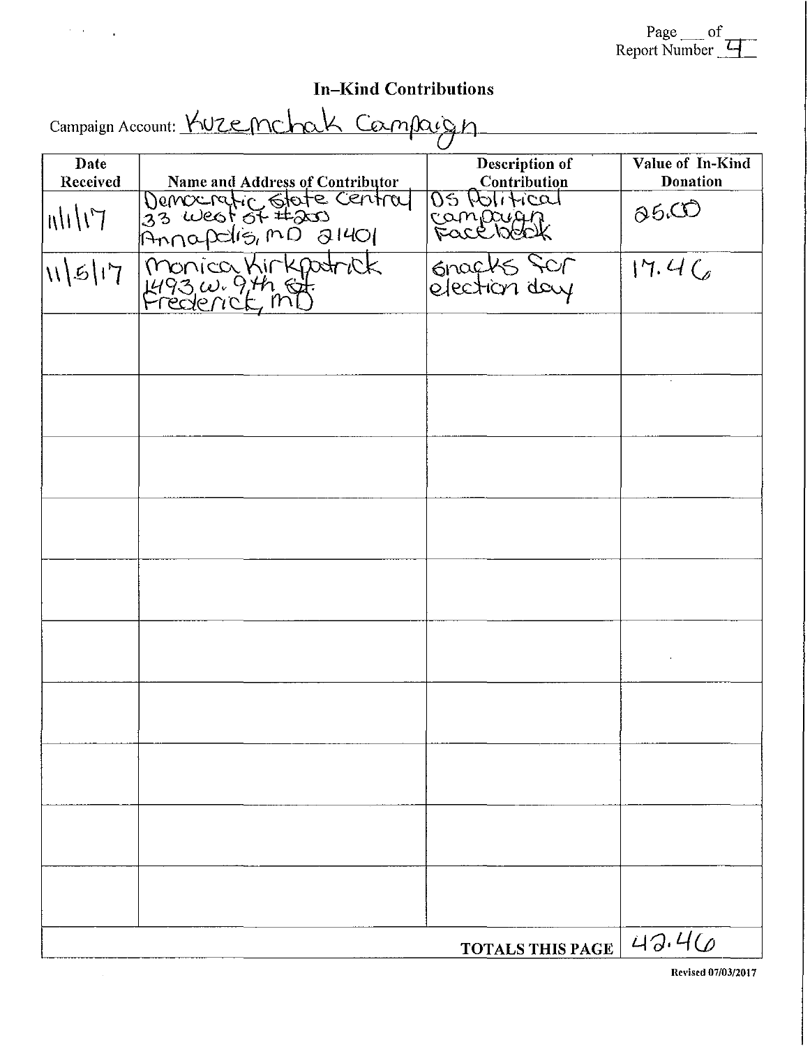Page ___ of ___
Report Number 4

# In–Kind Contributions

Campaign Account: Kuzemchak Campaign

| Date Received | Name and Address of Contributor | Description of Contribution | Value of In-Kind Donation |
|---|---|---|---|
| 11/1/17 | Democratic State Central 33 West St #200 Annapolis, MD 21401 | DS Political campaign Facebook | 25.00 |
| 11/5/17 | Monica Kirkpatrick 1493 W. 9th St. Frederick, MD | snacks for election day | 17.46 |
| | | | |
| | | | |
| | | | |
| | | | |
| | | | |
| | | | |
| | | | |
| | | | |
| | | | |
| | | | |
| | | TOTALS THIS PAGE | 42.46 |

Revised 07/03/2017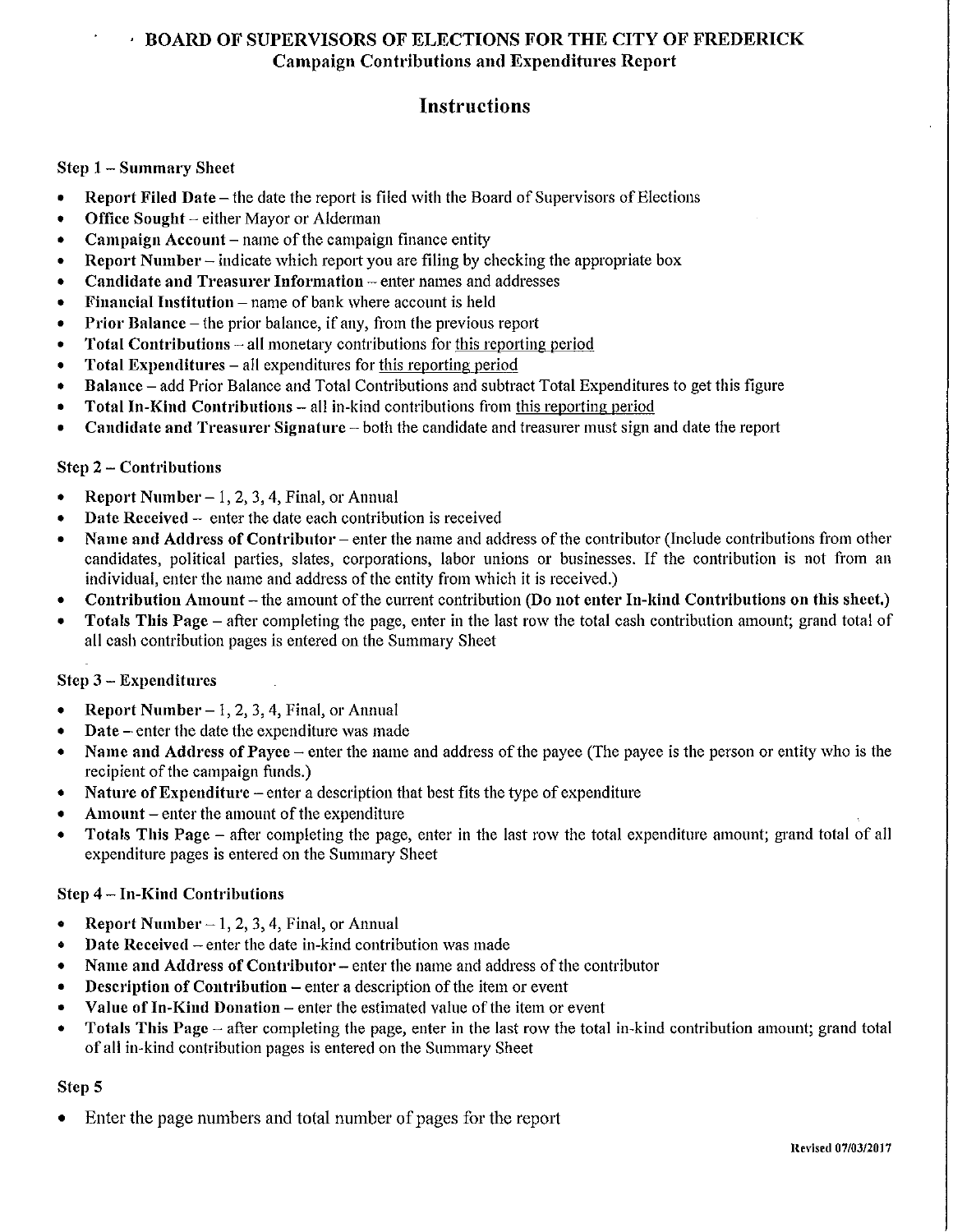# BOARD OF SUPERVISORS OF ELECTIONS FOR THE CITY OF FREDERICK

## Campaign Contributions and Expenditures Report

## Instructions

### Step 1 – Summary Sheet

- **Report Filed Date** – the date the report is filed with the Board of Supervisors of Elections
- **Office Sought** – either Mayor or Alderman
- **Campaign Account** – name of the campaign finance entity
- **Report Number** – indicate which report you are filing by checking the appropriate box
- **Candidate and Treasurer Information** – enter names and addresses
- **Financial Institution** – name of bank where account is held
- **Prior Balance** – the prior balance, if any, from the previous report
- **Total Contributions** – all monetary contributions for this reporting period
- **Total Expenditures** – all expenditures for this reporting period
- **Balance** – add Prior Balance and Total Contributions and subtract Total Expenditures to get this figure
- **Total In-Kind Contributions** – all in-kind contributions from this reporting period
- **Candidate and Treasurer Signature** – both the candidate and treasurer must sign and date the report

### Step 2 – Contributions

- **Report Number** – 1, 2, 3, 4, Final, or Annual
- **Date Received** – enter the date each contribution is received
- **Name and Address of Contributor** – enter the name and address of the contributor (Include contributions from other candidates, political parties, slates, corporations, labor unions or businesses. If the contribution is not from an individual, enter the name and address of the entity from which it is received.)
- **Contribution Amount** – the amount of the current contribution **(Do not enter In-kind Contributions on this sheet.)**
- **Totals This Page** – after completing the page, enter in the last row the total cash contribution amount; grand total of all cash contribution pages is entered on the Summary Sheet

### Step 3 – Expenditures

- **Report Number** – 1, 2, 3, 4, Final, or Annual
- **Date** – enter the date the expenditure was made
- **Name and Address of Payee** – enter the name and address of the payee (The payee is the person or entity who is the recipient of the campaign funds.)
- **Nature of Expenditure** – enter a description that best fits the type of expenditure
- **Amount** – enter the amount of the expenditure
- **Totals This Page** – after completing the page, enter in the last row the total expenditure amount; grand total of all expenditure pages is entered on the Summary Sheet

### Step 4 – In-Kind Contributions

- **Report Number** – 1, 2, 3, 4, Final, or Annual
- **Date Received** – enter the date in-kind contribution was made
- **Name and Address of Contributor** – enter the name and address of the contributor
- **Description of Contribution** – enter a description of the item or event
- **Value of In-Kind Donation** – enter the estimated value of the item or event
- **Totals This Page** – after completing the page, enter in the last row the total in-kind contribution amount; grand total of all in-kind contribution pages is entered on the Summary Sheet

### Step 5

- Enter the page numbers and total number of pages for the report

**Revised 07/03/2017**